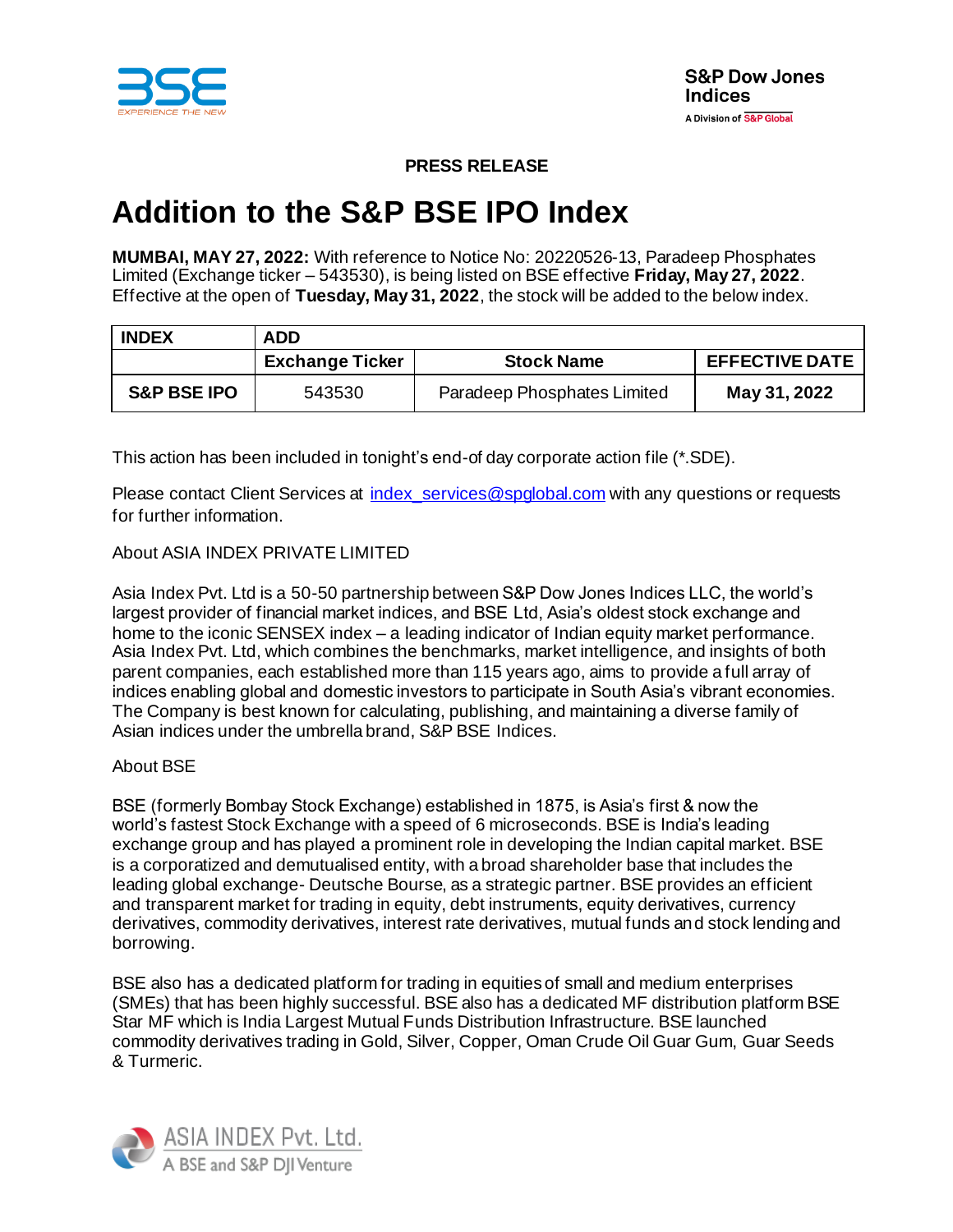**PRESS RELEASE**

# Addition to the S&P BSE IPO Index

**MUMBAI, MAY 27, 2022:** With reference to Notice No: 20220526-13, Paradeep Phosphates Limited (Exchange ticker – 543530), is being listed on BSE effective **Friday, May 27, 2022**. Effective at the open of **Tuesday, May 31, 2022**, the stock will be added to the below index.

| INDEX | ADD | | |
|---|---|---|---|
| | **Exchange Ticker** | **Stock Name** | **EFFECTIVE DATE** |
| **S&P BSE IPO** | 543530 | Paradeep Phosphates Limited | **May 31, 2022** |

This action has been included in tonight's end-of day corporate action file (*.SDE).

Please contact Client Services at index_services@spglobal.com with any questions or requests for further information.

About ASIA INDEX PRIVATE LIMITED

Asia Index Pvt. Ltd is a 50-50 partnership between S&P Dow Jones Indices LLC, the world's largest provider of financial market indices, and BSE Ltd, Asia's oldest stock exchange and home to the iconic SENSEX index – a leading indicator of Indian equity market performance. Asia Index Pvt. Ltd, which combines the benchmarks, market intelligence, and insights of both parent companies, each established more than 115 years ago, aims to provide a full array of indices enabling global and domestic investors to participate in South Asia's vibrant economies. The Company is best known for calculating, publishing, and maintaining a diverse family of Asian indices under the umbrella brand, S&P BSE Indices.

About BSE

BSE (formerly Bombay Stock Exchange) established in 1875, is Asia's first & now the world's fastest Stock Exchange with a speed of 6 microseconds. BSE is India's leading exchange group and has played a prominent role in developing the Indian capital market. BSE is a corporatized and demutualised entity, with a broad shareholder base that includes the leading global exchange- Deutsche Bourse, as a strategic partner. BSE provides an efficient and transparent market for trading in equity, debt instruments, equity derivatives, currency derivatives, commodity derivatives, interest rate derivatives, mutual funds and stock lending and borrowing.

BSE also has a dedicated platform for trading in equities of small and medium enterprises (SMEs) that has been highly successful. BSE also has a dedicated MF distribution platform BSE Star MF which is India Largest Mutual Funds Distribution Infrastructure. BSE launched commodity derivatives trading in Gold, Silver, Copper, Oman Crude Oil Guar Gum, Guar Seeds & Turmeric.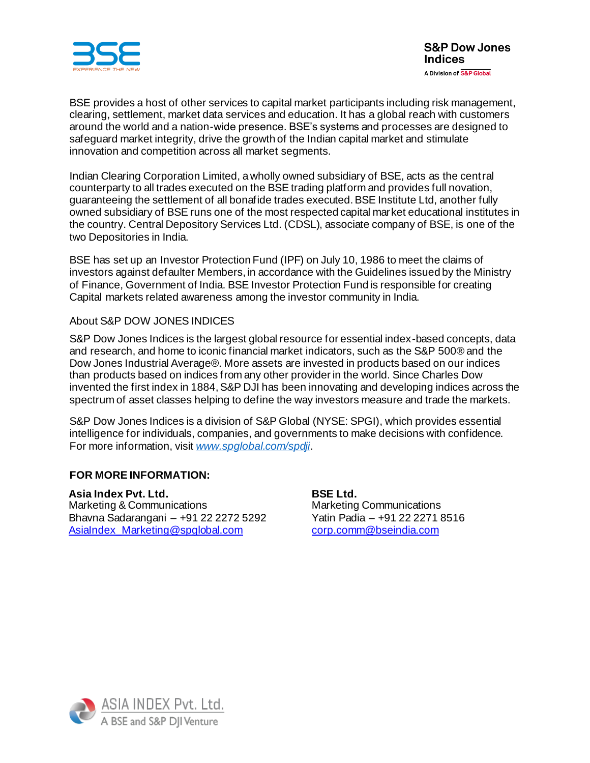BSE provides a host of other services to capital market participants including risk management, clearing, settlement, market data services and education. It has a global reach with customers around the world and a nation-wide presence. BSE's systems and processes are designed to safeguard market integrity, drive the growth of the Indian capital market and stimulate innovation and competition across all market segments.

Indian Clearing Corporation Limited, a wholly owned subsidiary of BSE, acts as the central counterparty to all trades executed on the BSE trading platform and provides full novation, guaranteeing the settlement of all bonafide trades executed. BSE Institute Ltd, another fully owned subsidiary of BSE runs one of the most respected capital market educational institutes in the country. Central Depository Services Ltd. (CDSL), associate company of BSE, is one of the two Depositories in India.

BSE has set up an Investor Protection Fund (IPF) on July 10, 1986 to meet the claims of investors against defaulter Members, in accordance with the Guidelines issued by the Ministry of Finance, Government of India. BSE Investor Protection Fund is responsible for creating Capital markets related awareness among the investor community in India.

About S&P DOW JONES INDICES

S&P Dow Jones Indices is the largest global resource for essential index-based concepts, data and research, and home to iconic financial market indicators, such as the S&P 500® and the Dow Jones Industrial Average®. More assets are invested in products based on our indices than products based on indices from any other provider in the world. Since Charles Dow invented the first index in 1884, S&P DJI has been innovating and developing indices across the spectrum of asset classes helping to define the way investors measure and trade the markets.

S&P Dow Jones Indices is a division of S&P Global (NYSE: SPGI), which provides essential intelligence for individuals, companies, and governments to make decisions with confidence. For more information, visit *www.spglobal.com/spdji*.

**FOR MORE INFORMATION:**

**Asia Index Pvt. Ltd.**
Marketing & Communications
Bhavna Sadarangani – +91 22 2272 5292
AsiaIndex_Marketing@spglobal.com

**BSE Ltd.**
Marketing Communications
Yatin Padia – +91 22 2271 8516
corp.comm@bseindia.com

ASIA INDEX Pvt. Ltd.
A BSE and S&P DJI Venture